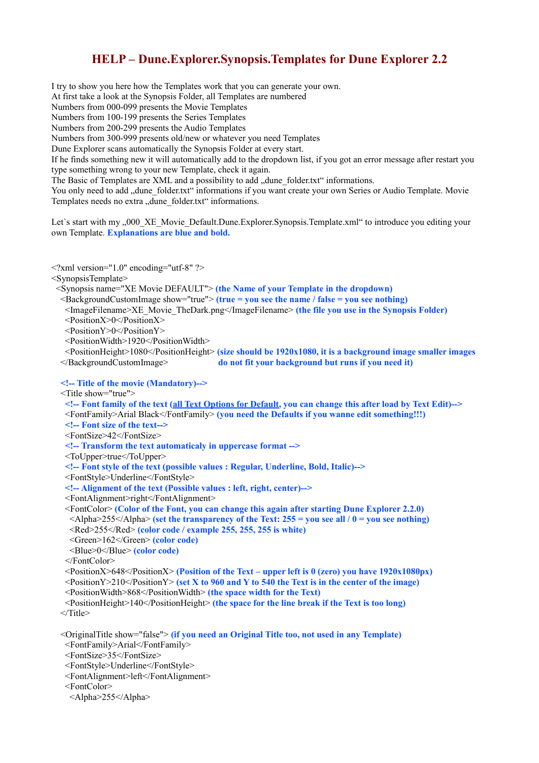# HELP – Dune.Explorer.Synopsis.Templates for Dune Explorer 2.2

I try to show you here how the Templates work that you can generate your own.
At first take a look at the Synopsis Folder, all Templates are numbered
Numbers from 000-099 presents the Movie Templates
Numbers from 100-199 presents the Series Templates
Numbers from 200-299 presents the Audio Templates
Numbers from 300-999 presents old/new or whatever you need Templates
Dune Explorer scans automatically the Synopsis Folder at every start.
If he finds something new it will automatically add to the dropdown list, if you got an error message after restart you type something wrong to your new Template, check it again.
The Basic of Templates are XML and a possibility to add „dune_folder.txt" informations.
You only need to add „dune_folder.txt" informations if you want create your own Series or Audio Template. Movie Templates needs no extra „dune_folder.txt" informations.

Let`s start with my „000_XE_Movie_Default.Dune.Explorer.Synopsis.Template.xml" to introduce you editing your own Template. **Explanations are blue and bold.**

```
<?xml version="1.0" encoding="utf-8" ?>
<SynopsisTemplate>
  <Synopsis name="XE Movie DEFAULT"> (the Name of your Template in the dropdown)
    <BackgroundCustomImage show="true"> (true = you see the name / false = you see nothing)
      <ImageFilename>XE_Movie_TheDark.png</ImageFilename> (the file you use in the Synopsis Folder)
      <PositionX>0</PositionX>
      <PositionY>0</PositionY>
      <PositionWidth>1920</PositionWidth>
      <PositionHeight>1080</PositionHeight> (size should be 1920x1080, it is a background image smaller images
    </BackgroundCustomImage>                do not fit your background but runs if you need it)

    <!-- Title of the movie (Mandatory)-->
    <Title show="true">
      <!-- Font family of the text (all Text Options for Default, you can change this after load by Text Edit)-->
      <FontFamily>Arial Black</FontFamily> (you need the Defaults if you wanne edit something!!!)
      <!-- Font size of the text-->
      <FontSize>42</FontSize>
      <!-- Transform the text automaticaly in uppercase format -->
      <ToUpper>true</ToUpper>
      <!-- Font style of the text (possible values : Regular, Underline, Bold, Italic)-->
      <FontStyle>Underline</FontStyle>
      <!-- Alignment of the text (Possible values : left, right, center)-->
      <FontAlignment>right</FontAlignment>
      <FontColor> (Color of the Font, you can change this again after starting Dune Explorer 2.2.0)
        <Alpha>255</Alpha> (set the transparency of the Text: 255 = you see all / 0 = you see nothing)
        <Red>255</Red> (color code / example 255, 255, 255 is white)
        <Green>162</Green> (color code)
        <Blue>0</Blue> (color code)
      </FontColor>
      <PositionX>648</PositionX> (Position of the Text – upper left is 0 (zero) you have 1920x1080px)
      <PositionY>210</PositionY> (set X to 960 and Y to 540 the Text is in the center of the image)
      <PositionWidth>868</PositionWidth> (the space width for the Text)
      <PositionHeight>140</PositionHeight> (the space for the line break if the Text is too long)
    </Title>

    <OriginalTitle show="false"> (if you need an Original Title too, not used in any Template)
      <FontFamily>Arial</FontFamily>
      <FontSize>35</FontSize>
      <FontStyle>Underline</FontStyle>
      <FontAlignment>left</FontAlignment>
      <FontColor>
        <Alpha>255</Alpha>
```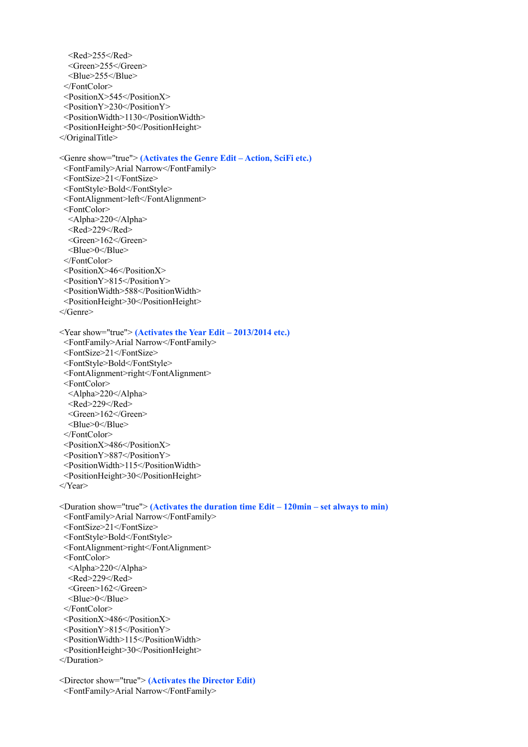```
    <Red>255</Red>
    <Green>255</Green>
    <Blue>255</Blue>
  </FontColor>
  <PositionX>545</PositionX>
  <PositionY>230</PositionY>
  <PositionWidth>1130</PositionWidth>
  <PositionHeight>50</PositionHeight>
</OriginalTitle>
```

<Genre show="true"> **(Activates the Genre Edit – Action, SciFi etc.)**

```
  <FontFamily>Arial Narrow</FontFamily>
  <FontSize>21</FontSize>
  <FontStyle>Bold</FontStyle>
  <FontAlignment>left</FontAlignment>
  <FontColor>
    <Alpha>220</Alpha>
    <Red>229</Red>
    <Green>162</Green>
    <Blue>0</Blue>
  </FontColor>
  <PositionX>46</PositionX>
  <PositionY>815</PositionY>
  <PositionWidth>588</PositionWidth>
  <PositionHeight>30</PositionHeight>
</Genre>
```

<Year show="true"> **(Activates the Year Edit – 2013/2014 etc.)**

```
  <FontFamily>Arial Narrow</FontFamily>
  <FontSize>21</FontSize>
  <FontStyle>Bold</FontStyle>
  <FontAlignment>right</FontAlignment>
  <FontColor>
    <Alpha>220</Alpha>
    <Red>229</Red>
    <Green>162</Green>
    <Blue>0</Blue>
  </FontColor>
  <PositionX>486</PositionX>
  <PositionY>887</PositionY>
  <PositionWidth>115</PositionWidth>
  <PositionHeight>30</PositionHeight>
</Year>
```

<Duration show="true"> **(Activates the duration time Edit – 120min – set always to min)**

```
  <FontFamily>Arial Narrow</FontFamily>
  <FontSize>21</FontSize>
  <FontStyle>Bold</FontStyle>
  <FontAlignment>right</FontAlignment>
  <FontColor>
    <Alpha>220</Alpha>
    <Red>229</Red>
    <Green>162</Green>
    <Blue>0</Blue>
  </FontColor>
  <PositionX>486</PositionX>
  <PositionY>815</PositionY>
  <PositionWidth>115</PositionWidth>
  <PositionHeight>30</PositionHeight>
</Duration>
```

<Director show="true"> **(Activates the Director Edit)**

```
  <FontFamily>Arial Narrow</FontFamily>
```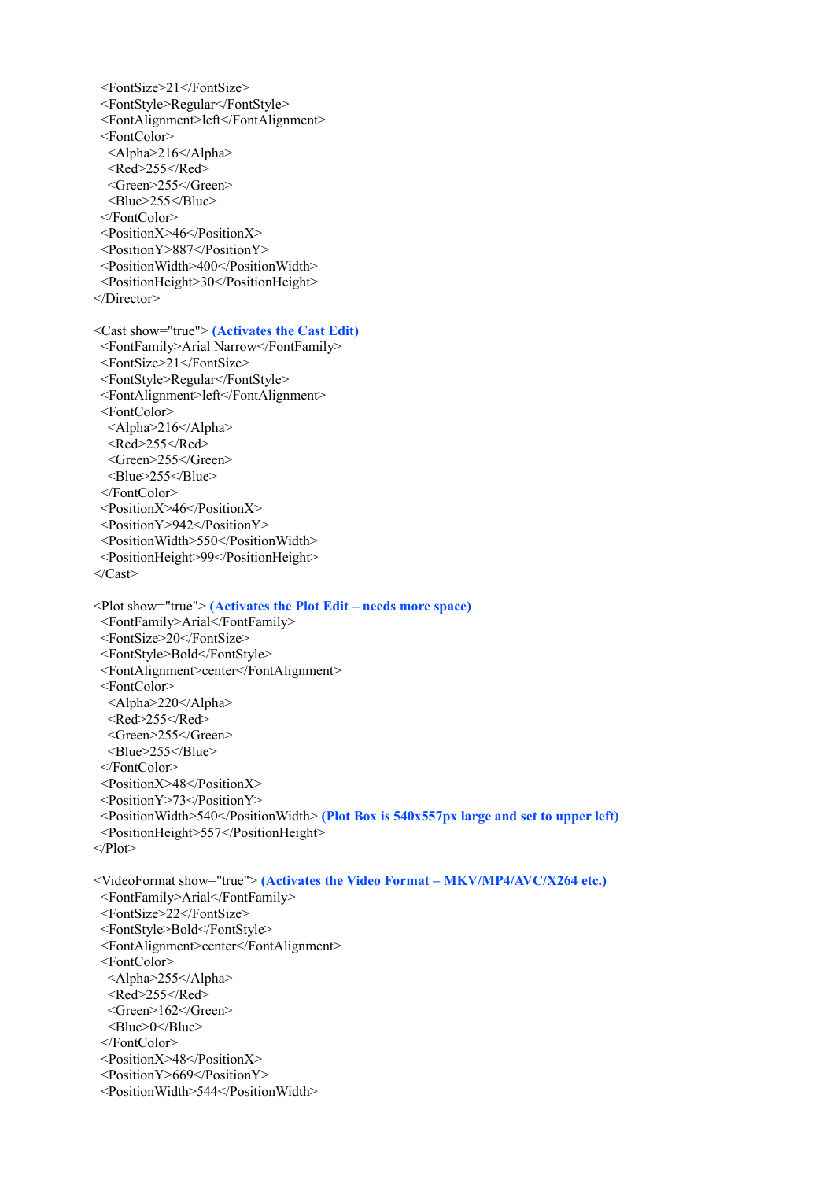```
  <FontSize>21</FontSize>
  <FontStyle>Regular</FontStyle>
  <FontAlignment>left</FontAlignment>
  <FontColor>
    <Alpha>216</Alpha>
    <Red>255</Red>
    <Green>255</Green>
    <Blue>255</Blue>
  </FontColor>
  <PositionX>46</PositionX>
  <PositionY>887</PositionY>
  <PositionWidth>400</PositionWidth>
  <PositionHeight>30</PositionHeight>
</Director>
```

`<Cast show="true">` **(Activates the Cast Edit)**

```
  <FontFamily>Arial Narrow</FontFamily>
  <FontSize>21</FontSize>
  <FontStyle>Regular</FontStyle>
  <FontAlignment>left</FontAlignment>
  <FontColor>
    <Alpha>216</Alpha>
    <Red>255</Red>
    <Green>255</Green>
    <Blue>255</Blue>
  </FontColor>
  <PositionX>46</PositionX>
  <PositionY>942</PositionY>
  <PositionWidth>550</PositionWidth>
  <PositionHeight>99</PositionHeight>
</Cast>
```

`<Plot show="true">` **(Activates the Plot Edit – needs more space)**

```
  <FontFamily>Arial</FontFamily>
  <FontSize>20</FontSize>
  <FontStyle>Bold</FontStyle>
  <FontAlignment>center</FontAlignment>
  <FontColor>
    <Alpha>220</Alpha>
    <Red>255</Red>
    <Green>255</Green>
    <Blue>255</Blue>
  </FontColor>
  <PositionX>48</PositionX>
  <PositionY>73</PositionY>
```

`<PositionWidth>540</PositionWidth>` **(Plot Box is 540x557px large and set to upper left)**

```
  <PositionHeight>557</PositionHeight>
</Plot>
```

`<VideoFormat show="true">` **(Activates the Video Format – MKV/MP4/AVC/X264 etc.)**

```
  <FontFamily>Arial</FontFamily>
  <FontSize>22</FontSize>
  <FontStyle>Bold</FontStyle>
  <FontAlignment>center</FontAlignment>
  <FontColor>
    <Alpha>255</Alpha>
    <Red>255</Red>
    <Green>162</Green>
    <Blue>0</Blue>
  </FontColor>
  <PositionX>48</PositionX>
  <PositionY>669</PositionY>
  <PositionWidth>544</PositionWidth>
```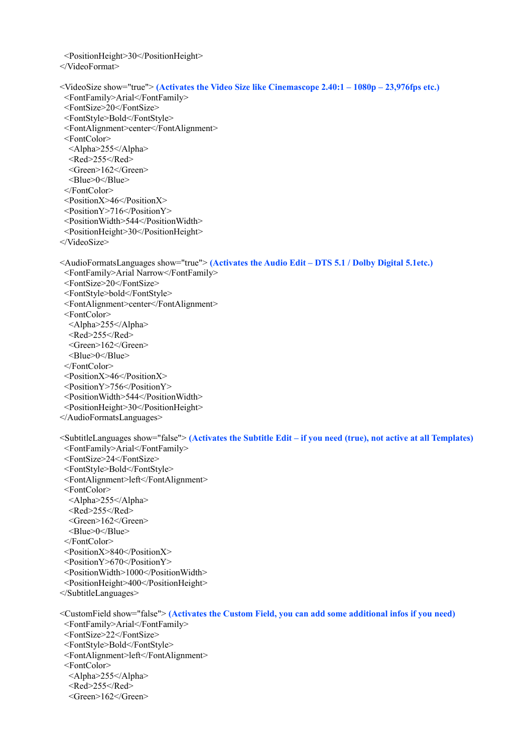```
  <PositionHeight>30</PositionHeight>
</VideoFormat>
```

```
<VideoSize show="true">
```
**(Activates the Video Size like Cinemascope 2.40:1 – 1080p – 23,976fps etc.)**

```
  <FontFamily>Arial</FontFamily>
  <FontSize>20</FontSize>
  <FontStyle>Bold</FontStyle>
  <FontAlignment>center</FontAlignment>
  <FontColor>
    <Alpha>255</Alpha>
    <Red>255</Red>
    <Green>162</Green>
    <Blue>0</Blue>
  </FontColor>
  <PositionX>46</PositionX>
  <PositionY>716</PositionY>
  <PositionWidth>544</PositionWidth>
  <PositionHeight>30</PositionHeight>
</VideoSize>
```

```
<AudioFormatsLanguages show="true">
```
**(Activates the Audio Edit – DTS 5.1 / Dolby Digital 5.1etc.)**

```
  <FontFamily>Arial Narrow</FontFamily>
  <FontSize>20</FontSize>
  <FontStyle>bold</FontStyle>
  <FontAlignment>center</FontAlignment>
  <FontColor>
    <Alpha>255</Alpha>
    <Red>255</Red>
    <Green>162</Green>
    <Blue>0</Blue>
  </FontColor>
  <PositionX>46</PositionX>
  <PositionY>756</PositionY>
  <PositionWidth>544</PositionWidth>
  <PositionHeight>30</PositionHeight>
</AudioFormatsLanguages>
```

```
<SubtitleLanguages show="false">
```
**(Activates the Subtitle Edit – if you need (true), not active at all Templates)**

```
  <FontFamily>Arial</FontFamily>
  <FontSize>24</FontSize>
  <FontStyle>Bold</FontStyle>
  <FontAlignment>left</FontAlignment>
  <FontColor>
    <Alpha>255</Alpha>
    <Red>255</Red>
    <Green>162</Green>
    <Blue>0</Blue>
  </FontColor>
  <PositionX>840</PositionX>
  <PositionY>670</PositionY>
  <PositionWidth>1000</PositionWidth>
  <PositionHeight>400</PositionHeight>
</SubtitleLanguages>
```

```
<CustomField show="false">
```
**(Activates the Custom Field, you can add some additional infos if you need)**

```
  <FontFamily>Arial</FontFamily>
  <FontSize>22</FontSize>
  <FontStyle>Bold</FontStyle>
  <FontAlignment>left</FontAlignment>
  <FontColor>
    <Alpha>255</Alpha>
    <Red>255</Red>
    <Green>162</Green>
```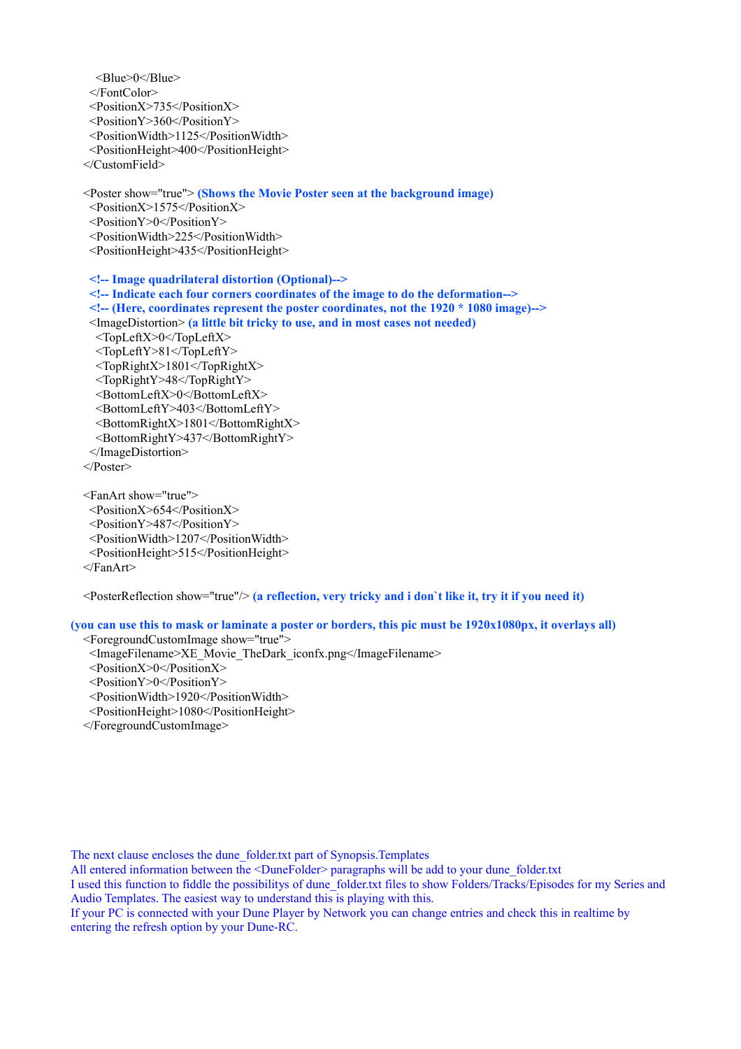```
    <Blue>0</Blue>
  </FontColor>
  <PositionX>735</PositionX>
  <PositionY>360</PositionY>
  <PositionWidth>1125</PositionWidth>
  <PositionHeight>400</PositionHeight>
</CustomField>

<Poster show="true"> (Shows the Movie Poster seen at the background image)
  <PositionX>1575</PositionX>
  <PositionY>0</PositionY>
  <PositionWidth>225</PositionWidth>
  <PositionHeight>435</PositionHeight>

  <!-- Image quadrilateral distortion (Optional)-->
  <!-- Indicate each four corners coordinates of the image to do the deformation-->
  <!-- (Here, coordinates represent the poster coordinates, not the 1920 * 1080 image)-->
  <ImageDistortion> (a little bit tricky to use, and in most cases not needed)
    <TopLeftX>0</TopLeftX>
    <TopLeftY>81</TopLeftY>
    <TopRightX>1801</TopRightX>
    <TopRightY>48</TopRightY>
    <BottomLeftX>0</BottomLeftX>
    <BottomLeftY>403</BottomLeftY>
    <BottomRightX>1801</BottomRightX>
    <BottomRightY>437</BottomRightY>
  </ImageDistortion>
</Poster>

<FanArt show="true">
  <PositionX>654</PositionX>
  <PositionY>487</PositionY>
  <PositionWidth>1207</PositionWidth>
  <PositionHeight>515</PositionHeight>
</FanArt>

<PosterReflection show="true"/> (a reflection, very tricky and i don`t like it, try it if you need it)

(you can use this to mask or laminate a poster or borders, this pic must be 1920x1080px, it overlays all)
<ForegroundCustomImage show="true">
  <ImageFilename>XE_Movie_TheDark_iconfx.png</ImageFilename>
  <PositionX>0</PositionX>
  <PositionY>0</PositionY>
  <PositionWidth>1920</PositionWidth>
  <PositionHeight>1080</PositionHeight>
</ForegroundCustomImage>
```

The next clause encloses the dune_folder.txt part of Synopsis.Templates
All entered information between the <DuneFolder> paragraphs will be add to your dune_folder.txt
I used this function to fiddle the possibilitys of dune_folder.txt files to show Folders/Tracks/Episodes for my Series and Audio Templates. The easiest way to understand this is playing with this.
If your PC is connected with your Dune Player by Network you can change entries and check this in realtime by entering the refresh option by your Dune-RC.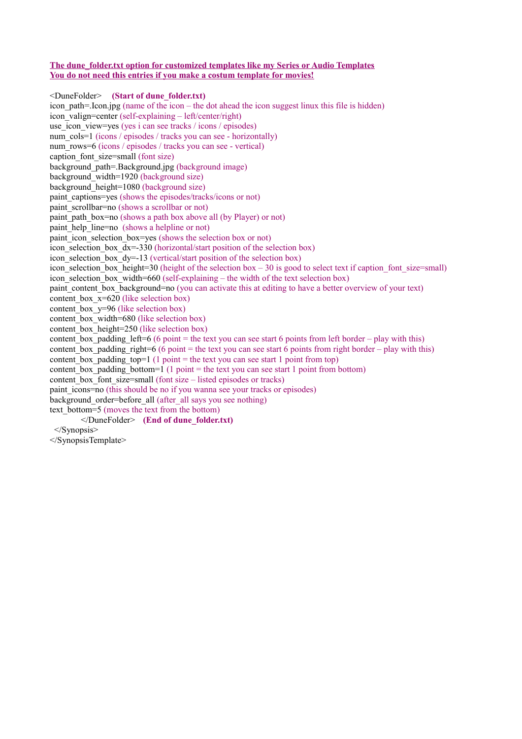**The dune_folder.txt option for customized templates like my Series or Audio Templates**
**You do not need this entries if you make a costum template for movies!**

<DuneFolder> **(Start of dune_folder.txt)**
icon_path=.Icon.jpg (name of the icon – the dot ahead the icon suggest linux this file is hidden)
icon_valign=center (self-explaining – left/center/right)
use_icon_view=yes (yes i can see tracks / icons / episodes)
num_cols=1 (icons / episodes / tracks you can see - horizontally)
num_rows=6 (icons / episodes / tracks you can see - vertical)
caption_font_size=small (font size)
background_path=.Background.jpg (background image)
background_width=1920 (background size)
background_height=1080 (background size)
paint_captions=yes (shows the episodes/tracks/icons or not)
paint_scrollbar=no (shows a scrollbar or not)
paint_path_box=no (shows a path box above all (by Player) or not)
paint_help_line=no (shows a helpline or not)
paint_icon_selection_box=yes (shows the selection box or not)
icon_selection_box_dx=-330 (horizontal/start position of the selection box)
icon_selection_box_dy=-13 (vertical/start position of the selection box)
icon_selection_box_height=30 (height of the selection box – 30 is good to select text if caption_font_size=small)
icon_selection_box_width=660 (self-explaining – the width of the text selection box)
paint_content_box_background=no (you can activate this at editing to have a better overview of your text)
content_box_x=620 (like selection box)
content_box_y=96 (like selection box)
content_box_width=680 (like selection box)
content_box_height=250 (like selection box)
content_box_padding_left=6 (6 point = the text you can see start 6 points from left border – play with this)
content_box_padding_right=6 (6 point = the text you can see start 6 points from right border – play with this)
content_box_padding_top=1 (1 point = the text you can see start 1 point from top)
content_box_padding_bottom=1 (1 point = the text you can see start 1 point from bottom)
content_box_font_size=small (font size – listed episodes or tracks)
paint_icons=no (this should be no if you wanna see your tracks or episodes)
background_order=before_all (after_all says you see nothing)
text_bottom=5 (moves the text from the bottom)
</DuneFolder> **(End of dune_folder.txt)**
</Synopsis>
</SynopsisTemplate>